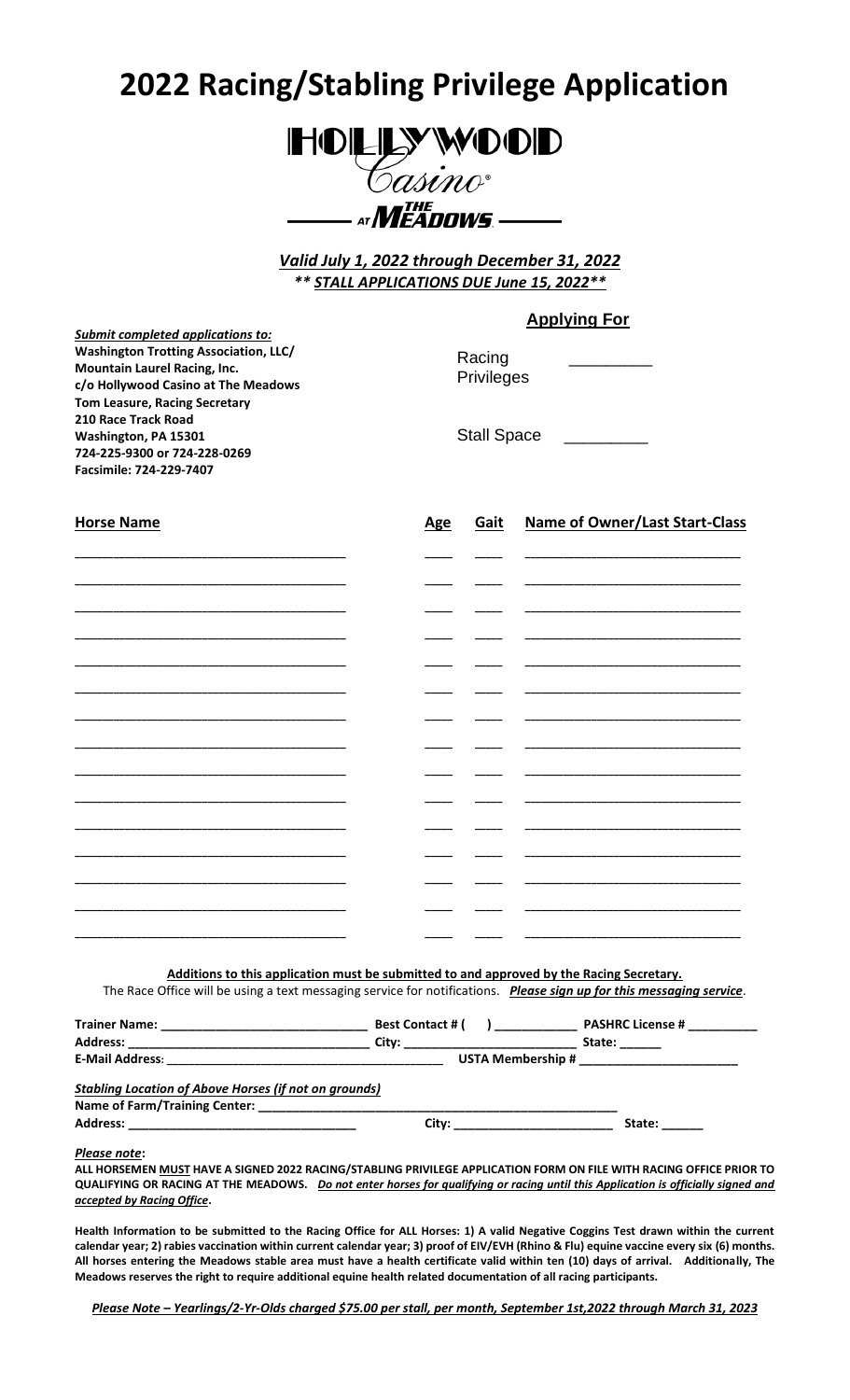# 2022 Racing/Stabling Privilege Application

HOLLYWOOD Casino® AT THE MEADOWS

***Valid July 1, 2022 through December 31, 2022***
***\*\* STALL APPLICATIONS DUE June 15, 2022\*\****

***Submit completed applications to:***
**Washington Trotting Association, LLC/**
**Mountain Laurel Racing, Inc.**
**c/o Hollywood Casino at The Meadows**
**Tom Leasure, Racing Secretary**
**210 Race Track Road**
**Washington, PA 15301**
**724-225-9300 or 724-228-0269**
**Facsimile: 724-229-7407**

**Applying For**

Racing Privileges _________

Stall Space _________

| Horse Name | Age | Gait | Name of Owner/Last Start-Class |
|---|---|---|---|
| | | | |
| | | | |
| | | | |
| | | | |
| | | | |
| | | | |
| | | | |
| | | | |
| | | | |
| | | | |
| | | | |
| | | | |
| | | | |
| | | | |
| | | | |

**Additions to this application must be submitted to and approved by the Racing Secretary.**

The Race Office will be using a text messaging service for notifications. ***Please sign up for this messaging service*.**

**Trainer Name:** ______________________________ **Best Contact # (   )** ____________ **PASHRC License #** __________
**Address:** ________________________________ **City:** __________________________ **State:** ______
**E-Mail Address:** ________________________________________ **USTA Membership #** ______________________

***Stabling Location of Above Horses (if not on grounds)***
**Name of Farm/Training Center:** ______________________________________________________
**Address:** _________________________________ **City:** ______________________ **State:** ______

***Please note*:**

**ALL HORSEMEN MUST HAVE A SIGNED 2022 RACING/STABLING PRIVILEGE APPLICATION FORM ON FILE WITH RACING OFFICE PRIOR TO QUALIFYING OR RACING AT THE MEADOWS. *Do not enter horses for qualifying or racing until this Application is officially signed and accepted by Racing Office*.**

**Health Information to be submitted to the Racing Office for ALL Horses: 1) A valid Negative Coggins Test drawn within the current calendar year; 2) rabies vaccination within current calendar year; 3) proof of EIV/EVH (Rhino & Flu) equine vaccine every six (6) months. All horses entering the Meadows stable area must have a health certificate valid within ten (10) days of arrival. Additionally, The Meadows reserves the right to require additional equine health related documentation of all racing participants.**

***Please Note – Yearlings/2-Yr-Olds charged $75.00 per stall, per month, September 1st,2022 through March 31, 2023***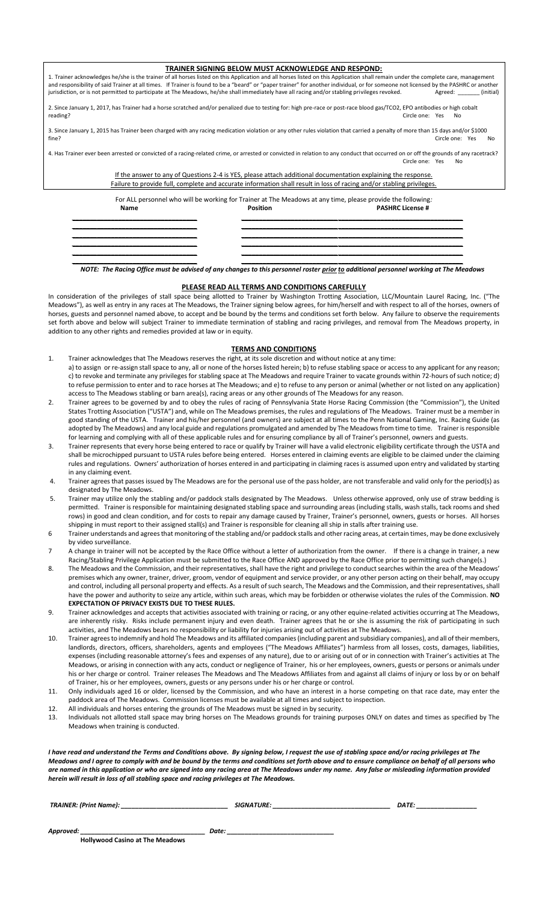## TRAINER SIGNING BELOW MUST ACKNOWLEDGE AND RESPOND:

1. Trainer acknowledges he/she is the trainer of all horses listed on this Application and all horses listed on this Application shall remain under the complete care, management and responsibility of said Trainer at all times. If Trainer is found to be a "beard" or "paper trainer" for another individual, or for someone not licensed by the PASHRC or another jurisdiction, or is not permitted to participate at The Meadows, he/she shall immediately have all racing and/or stabling privileges revoked. Agreed: _______ (initial)

2. Since January 1, 2017, has Trainer had a horse scratched and/or penalized due to testing for: high pre-race or post-race blood gas/TCO2, EPO antibodies or high cobalt reading? Circle one: Yes No

3. Since January 1, 2015 has Trainer been charged with any racing medication violation or any other rules violation that carried a penalty of more than 15 days and/or $1000 fine? Circle one: Yes No

4. Has Trainer ever been arrested or convicted of a racing-related crime, or arrested or convicted in relation to any conduct that occurred on or off the grounds of any racetrack? Circle one: Yes No

If the answer to any of Questions 2-4 is YES, please attach additional documentation explaining the response.
Failure to provide full, complete and accurate information shall result in loss of racing and/or stabling privileges.

For ALL personnel who will be working for Trainer at The Meadows at any time, please provide the following:

| Name | Position | PASHRC License # |
|---|---|---|
| | | |
| | | |
| | | |
| | | |
| | | |
| | | |

***NOTE: The Racing Office must be advised of any changes to this personnel roster prior to additional personnel working at The Meadows***

## PLEASE READ ALL TERMS AND CONDITIONS CAREFULLY

In consideration of the privileges of stall space being allotted to Trainer by Washington Trotting Association, LLC/Mountain Laurel Racing, Inc. ("The Meadows"), as well as entry in any races at The Meadows, the Trainer signing below agrees, for him/herself and with respect to all of the horses, owners of horses, guests and personnel named above, to accept and be bound by the terms and conditions set forth below. Any failure to observe the requirements set forth above and below will subject Trainer to immediate termination of stabling and racing privileges, and removal from The Meadows property, in addition to any other rights and remedies provided at law or in equity.

## TERMS AND CONDITIONS

1. Trainer acknowledges that The Meadows reserves the right, at its sole discretion and without notice at any time:
   a) to assign or re-assign stall space to any, all or none of the horses listed herein; b) to refuse stabling space or access to any applicant for any reason; c) to revoke and terminate any privileges for stabling space at The Meadows and require Trainer to vacate grounds within 72-hours of such notice; d) to refuse permission to enter and to race horses at The Meadows; and e) to refuse to any person or animal (whether or not listed on any application) access to The Meadows stabling or barn area(s), racing areas or any other grounds of The Meadows for any reason.
2. Trainer agrees to be governed by and to obey the rules of racing of Pennsylvania State Horse Racing Commission (the "Commission"), the United States Trotting Association ("USTA") and, while on The Meadows premises, the rules and regulations of The Meadows. Trainer must be a member in good standing of the USTA. Trainer and his/her personnel (and owners) are subject at all times to the Penn National Gaming, Inc. Racing Guide (as adopted by The Meadows) and any local guide and regulations promulgated and amended by The Meadows from time to time. Trainer is responsible for learning and complying with all of these applicable rules and for ensuring compliance by all of Trainer's personnel, owners and guests.
3. Trainer represents that every horse being entered to race or qualify by Trainer will have a valid electronic eligibility certificate through the USTA and shall be microchipped pursuant to USTA rules before being entered. Horses entered in claiming events are eligible to be claimed under the claiming rules and regulations. Owners' authorization of horses entered in and participating in claiming races is assumed upon entry and validated by starting in any claiming event.
4. Trainer agrees that passes issued by The Meadows are for the personal use of the pass holder, are not transferable and valid only for the period(s) as designated by The Meadows.
5. Trainer may utilize only the stabling and/or paddock stalls designated by The Meadows. Unless otherwise approved, only use of straw bedding is permitted. Trainer is responsible for maintaining designated stabling space and surrounding areas (including stalls, wash stalls, tack rooms and shed rows) in good and clean condition, and for costs to repair any damage caused by Trainer, Trainer's personnel, owners, guests or horses. All horses shipping in must report to their assigned stall(s) and Trainer is responsible for cleaning all ship in stalls after training use.
6. Trainer understands and agrees that monitoring of the stabling and/or paddock stalls and other racing areas, at certain times, may be done exclusively by video surveillance.
7. A change in trainer will not be accepted by the Race Office without a letter of authorization from the owner. If there is a change in trainer, a new Racing/Stabling Privilege Application must be submitted to the Race Office AND approved by the Race Office prior to permitting such change(s.)
8. The Meadows and the Commission, and their representatives, shall have the right and privilege to conduct searches within the area of the Meadows' premises which any owner, trainer, driver, groom, vendor of equipment and service provider, or any other person acting on their behalf, may occupy and control, including all personal property and effects. As a result of such search, The Meadows and the Commission, and their representatives, shall have the power and authority to seize any article, within such areas, which may be forbidden or otherwise violates the rules of the Commission. **NO EXPECTATION OF PRIVACY EXISTS DUE TO THESE RULES.**
9. Trainer acknowledges and accepts that activities associated with training or racing, or any other equine-related activities occurring at The Meadows, are inherently risky. Risks include permanent injury and even death. Trainer agrees that he or she is assuming the risk of participating in such activities, and The Meadows bears no responsibility or liability for injuries arising out of activities at The Meadows.
10. Trainer agrees to indemnify and hold The Meadows and its affiliated companies (including parent and subsidiary companies), and all of their members, landlords, directors, officers, shareholders, agents and employees ("The Meadows Affiliates") harmless from all losses, costs, damages, liabilities, expenses (including reasonable attorney's fees and expenses of any nature), due to or arising out of or in connection with Trainer's activities at The Meadows, or arising in connection with any acts, conduct or negligence of Trainer, his or her employees, owners, guests or persons or animals under his or her charge or control. Trainer releases The Meadows and The Meadows Affiliates from and against all claims of injury or loss by or on behalf of Trainer, his or her employees, owners, guests or any persons under his or her charge or control.
11. Only individuals aged 16 or older, licensed by the Commission, and who have an interest in a horse competing on that race date, may enter the paddock area of The Meadows. Commission licenses must be available at all times and subject to inspection.
12. All individuals and horses entering the grounds of The Meadows must be signed in by security.
13. Individuals not allotted stall space may bring horses on The Meadows grounds for training purposes ONLY on dates and times as specified by The Meadows when training is conducted.

***I have read and understand the Terms and Conditions above. By signing below, I request the use of stabling space and/or racing privileges at The Meadows and I agree to comply with and be bound by the terms and conditions set forth above and to ensure compliance on behalf of all persons who are named in this application or who are signed into any racing area at The Meadows under my name. Any false or misleading information provided herein will result in loss of all stabling space and racing privileges at The Meadows.***

***TRAINER: (Print Name):*** ______________________________ ***SIGNATURE:*** ________________________________ ***DATE:*** _________________

***Approved:*** __________________________________ ***Date:*** ______________________________
**Hollywood Casino at The Meadows**